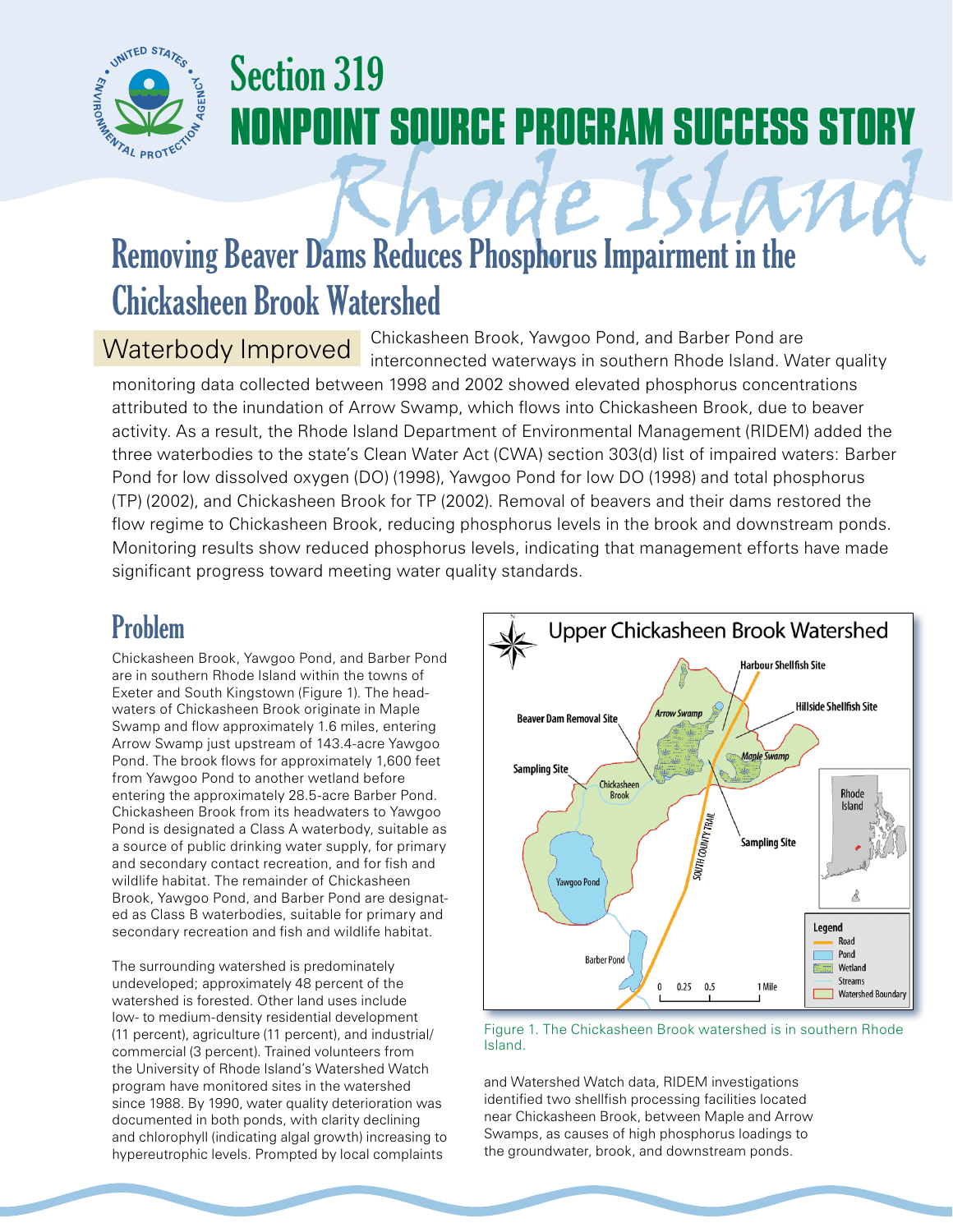# Section 319
# NONPOINT SOURCE PROGRAM SUCCESS STORY

Rhode Island

## Removing Beaver Dams Reduces Phosphorus Impairment in the Chickasheen Brook Watershed

**Waterbody Improved** Chickasheen Brook, Yawgoo Pond, and Barber Pond are interconnected waterways in southern Rhode Island. Water quality monitoring data collected between 1998 and 2002 showed elevated phosphorus concentrations attributed to the inundation of Arrow Swamp, which flows into Chickasheen Brook, due to beaver activity. As a result, the Rhode Island Department of Environmental Management (RIDEM) added the three waterbodies to the state's Clean Water Act (CWA) section 303(d) list of impaired waters: Barber Pond for low dissolved oxygen (DO) (1998), Yawgoo Pond for low DO (1998) and total phosphorus (TP) (2002), and Chickasheen Brook for TP (2002). Removal of beavers and their dams restored the flow regime to Chickasheen Brook, reducing phosphorus levels in the brook and downstream ponds. Monitoring results show reduced phosphorus levels, indicating that management efforts have made significant progress toward meeting water quality standards.

## Problem

Chickasheen Brook, Yawgoo Pond, and Barber Pond are in southern Rhode Island within the towns of Exeter and South Kingstown (Figure 1). The headwaters of Chickasheen Brook originate in Maple Swamp and flow approximately 1.6 miles, entering Arrow Swamp just upstream of 143.4-acre Yawgoo Pond. The brook flows for approximately 1,600 feet from Yawgoo Pond to another wetland before entering the approximately 28.5-acre Barber Pond. Chickasheen Brook from its headwaters to Yawgoo Pond is designated a Class A waterbody, suitable as a source of public drinking water supply, for primary and secondary contact recreation, and for fish and wildlife habitat. The remainder of Chickasheen Brook, Yawgoo Pond, and Barber Pond are designated as Class B waterbodies, suitable for primary and secondary recreation and fish and wildlife habitat.

The surrounding watershed is predominately undeveloped; approximately 48 percent of the watershed is forested. Other land uses include low- to medium-density residential development (11 percent), agriculture (11 percent), and industrial/commercial (3 percent). Trained volunteers from the University of Rhode Island's Watershed Watch program have monitored sites in the watershed since 1988. By 1990, water quality deterioration was documented in both ponds, with clarity declining and chlorophyll (indicating algal growth) increasing to hypereutrophic levels. Prompted by local complaints and Watershed Watch data, RIDEM investigations identified two shellfish processing facilities located near Chickasheen Brook, between Maple and Arrow Swamps, as causes of high phosphorus loadings to the groundwater, brook, and downstream ponds.

Upper Chickasheen Brook Watershed

Figure 1. The Chickasheen Brook watershed is in southern Rhode Island.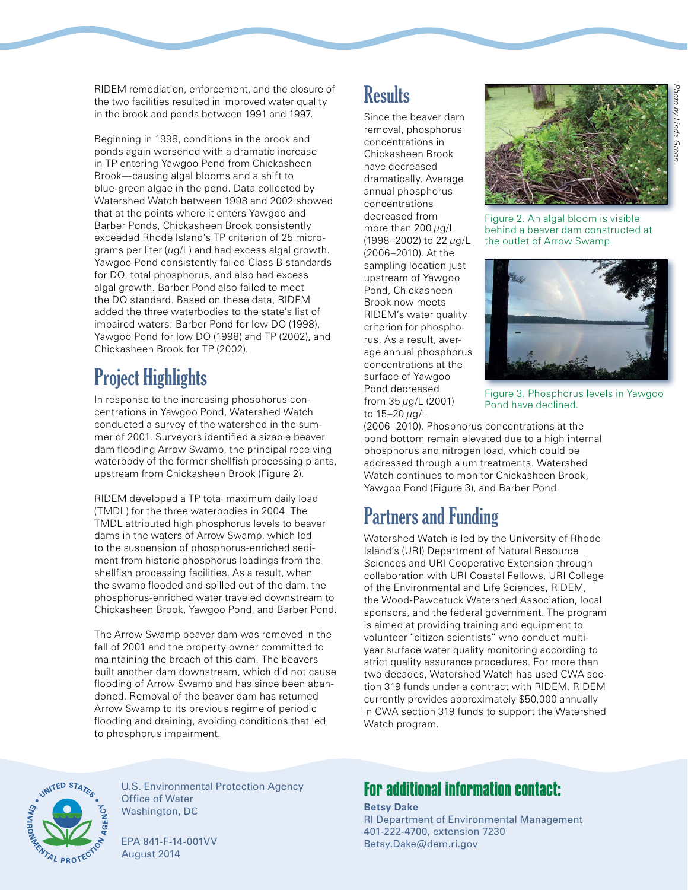RIDEM remediation, enforcement, and the closure of the two facilities resulted in improved water quality in the brook and ponds between 1991 and 1997.

Beginning in 1998, conditions in the brook and ponds again worsened with a dramatic increase in TP entering Yawgoo Pond from Chickasheen Brook—causing algal blooms and a shift to blue-green algae in the pond. Data collected by Watershed Watch between 1998 and 2002 showed that at the points where it enters Yawgoo and Barber Ponds, Chickasheen Brook consistently exceeded Rhode Island's TP criterion of 25 micrograms per liter ($\mu$g/L) and had excess algal growth. Yawgoo Pond consistently failed Class B standards for DO, total phosphorus, and also had excess algal growth. Barber Pond also failed to meet the DO standard. Based on these data, RIDEM added the three waterbodies to the state's list of impaired waters: Barber Pond for low DO (1998), Yawgoo Pond for low DO (1998) and TP (2002), and Chickasheen Brook for TP (2002).

## Project Highlights

In response to the increasing phosphorus concentrations in Yawgoo Pond, Watershed Watch conducted a survey of the watershed in the summer of 2001. Surveyors identified a sizable beaver dam flooding Arrow Swamp, the principal receiving waterbody of the former shellfish processing plants, upstream from Chickasheen Brook (Figure 2).

RIDEM developed a TP total maximum daily load (TMDL) for the three waterbodies in 2004. The TMDL attributed high phosphorus levels to beaver dams in the waters of Arrow Swamp, which led to the suspension of phosphorus-enriched sediment from historic phosphorus loadings from the shellfish processing facilities. As a result, when the swamp flooded and spilled out of the dam, the phosphorus-enriched water traveled downstream to Chickasheen Brook, Yawgoo Pond, and Barber Pond.

The Arrow Swamp beaver dam was removed in the fall of 2001 and the property owner committed to maintaining the breach of this dam. The beavers built another dam downstream, which did not cause flooding of Arrow Swamp and has since been abandoned. Removal of the beaver dam has returned Arrow Swamp to its previous regime of periodic flooding and draining, avoiding conditions that led to phosphorus impairment.

## Results

Since the beaver dam removal, phosphorus concentrations in Chickasheen Brook have decreased dramatically. Average annual phosphorus concentrations decreased from more than 200 $\mu$g/L (1998–2002) to 22 $\mu$g/L (2006–2010). At the sampling location just upstream of Yawgoo Pond, Chickasheen Brook now meets RIDEM's water quality criterion for phosphorus. As a result, average annual phosphorus concentrations at the surface of Yawgoo Pond decreased from 35 $\mu$g/L (2001) to 15–20 $\mu$g/L (2006–2010). Phosphorus concentrations at the pond bottom remain elevated due to a high internal phosphorus and nitrogen load, which could be addressed through alum treatments. Watershed Watch continues to monitor Chickasheen Brook, Yawgoo Pond (Figure 3), and Barber Pond.

*Photo by Linda Green.*

Figure 2. An algal bloom is visible behind a beaver dam constructed at the outlet of Arrow Swamp.

Figure 3. Phosphorus levels in Yawgoo Pond have declined.

## Partners and Funding

Watershed Watch is led by the University of Rhode Island's (URI) Department of Natural Resource Sciences and URI Cooperative Extension through collaboration with URI Coastal Fellows, URI College of the Environmental and Life Sciences, RIDEM, the Wood-Pawcatuck Watershed Association, local sponsors, and the federal government. The program is aimed at providing training and equipment to volunteer "citizen scientists" who conduct multiyear surface water quality monitoring according to strict quality assurance procedures. For more than two decades, Watershed Watch has used CWA section 319 funds under a contract with RIDEM. RIDEM currently provides approximately $50,000 annually in CWA section 319 funds to support the Watershed Watch program.

U.S. Environmental Protection Agency
Office of Water
Washington, DC

EPA 841-F-14-001VV
August 2014

### For additional information contact:

**Betsy Dake**
RI Department of Environmental Management
401-222-4700, extension 7230
Betsy.Dake@dem.ri.gov